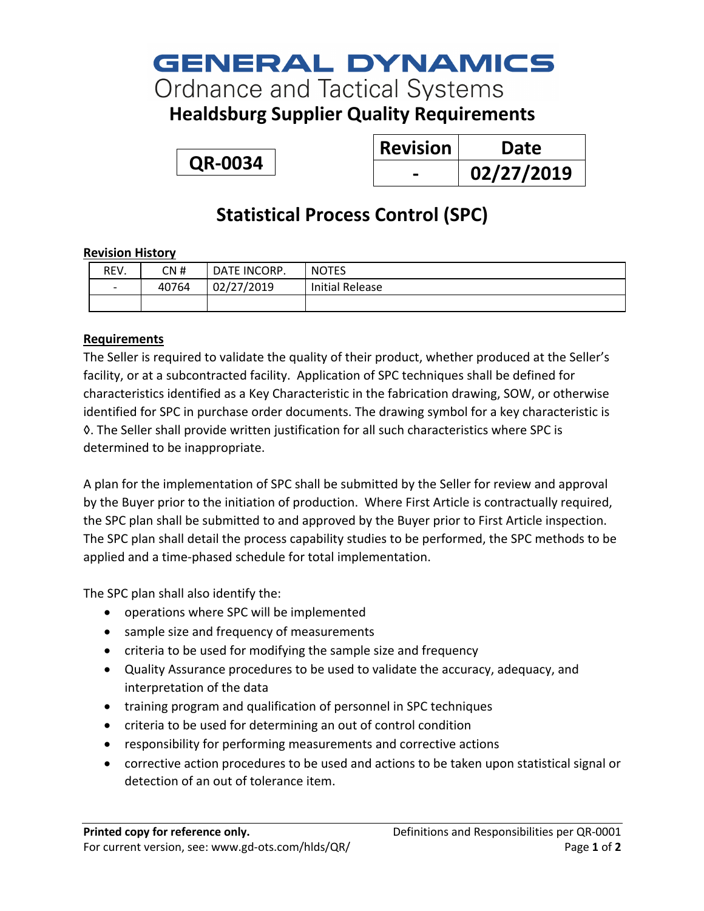# GENERAL DYNAMICS
## Ordnance and Tactical Systems
## Healdsburg Supplier Quality Requirements

**QR-0034**

| Revision | Date |
|---|---|
| - | 02/27/2019 |

# Statistical Process Control (SPC)

**Revision History**

| REV. | CN # | DATE INCORP. | NOTES |
|---|---|---|---|
| - | 40764 | 02/27/2019 | Initial Release |
| | | | |

**Requirements**

The Seller is required to validate the quality of their product, whether produced at the Seller's facility, or at a subcontracted facility. Application of SPC techniques shall be defined for characteristics identified as a Key Characteristic in the fabrication drawing, SOW, or otherwise identified for SPC in purchase order documents. The drawing symbol for a key characteristic is ◊. The Seller shall provide written justification for all such characteristics where SPC is determined to be inappropriate.

A plan for the implementation of SPC shall be submitted by the Seller for review and approval by the Buyer prior to the initiation of production. Where First Article is contractually required, the SPC plan shall be submitted to and approved by the Buyer prior to First Article inspection. The SPC plan shall detail the process capability studies to be performed, the SPC methods to be applied and a time-phased schedule for total implementation.

The SPC plan shall also identify the:

- operations where SPC will be implemented
- sample size and frequency of measurements
- criteria to be used for modifying the sample size and frequency
- Quality Assurance procedures to be used to validate the accuracy, adequacy, and interpretation of the data
- training program and qualification of personnel in SPC techniques
- criteria to be used for determining an out of control condition
- responsibility for performing measurements and corrective actions
- corrective action procedures to be used and actions to be taken upon statistical signal or detection of an out of tolerance item.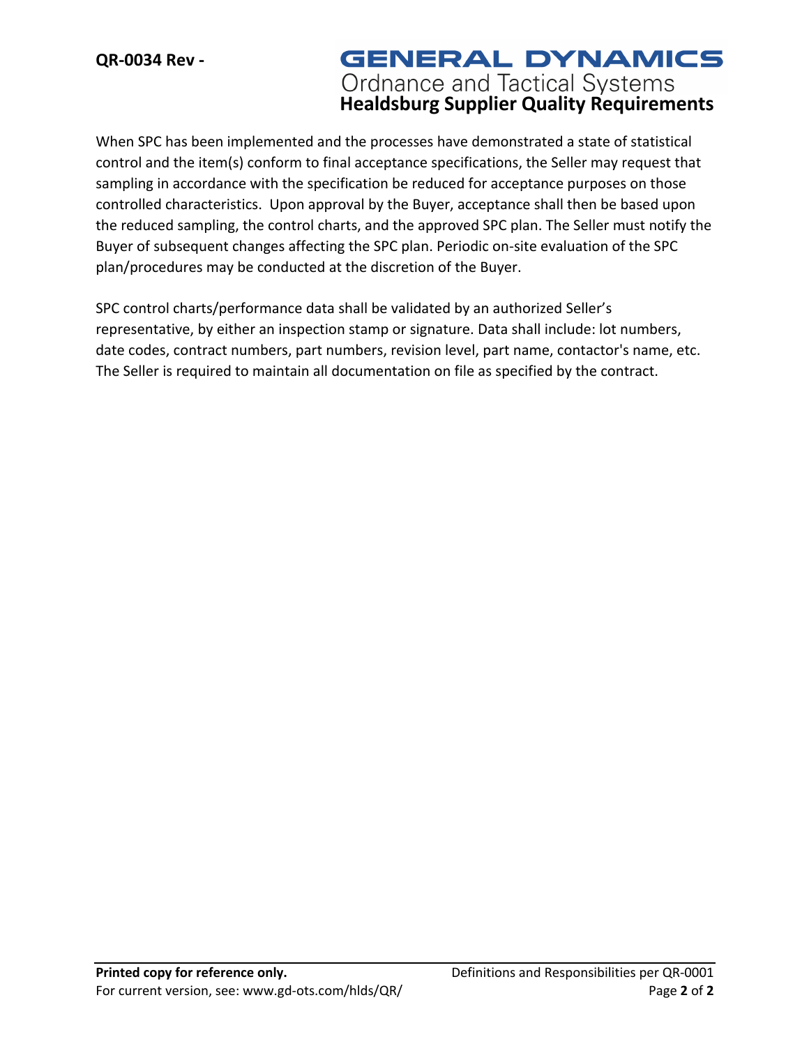When SPC has been implemented and the processes have demonstrated a state of statistical control and the item(s) conform to final acceptance specifications, the Seller may request that sampling in accordance with the specification be reduced for acceptance purposes on those controlled characteristics. Upon approval by the Buyer, acceptance shall then be based upon the reduced sampling, the control charts, and the approved SPC plan. The Seller must notify the Buyer of subsequent changes affecting the SPC plan. Periodic on-site evaluation of the SPC plan/procedures may be conducted at the discretion of the Buyer.

SPC control charts/performance data shall be validated by an authorized Seller's representative, by either an inspection stamp or signature. Data shall include: lot numbers, date codes, contract numbers, part numbers, revision level, part name, contactor's name, etc. The Seller is required to maintain all documentation on file as specified by the contract.